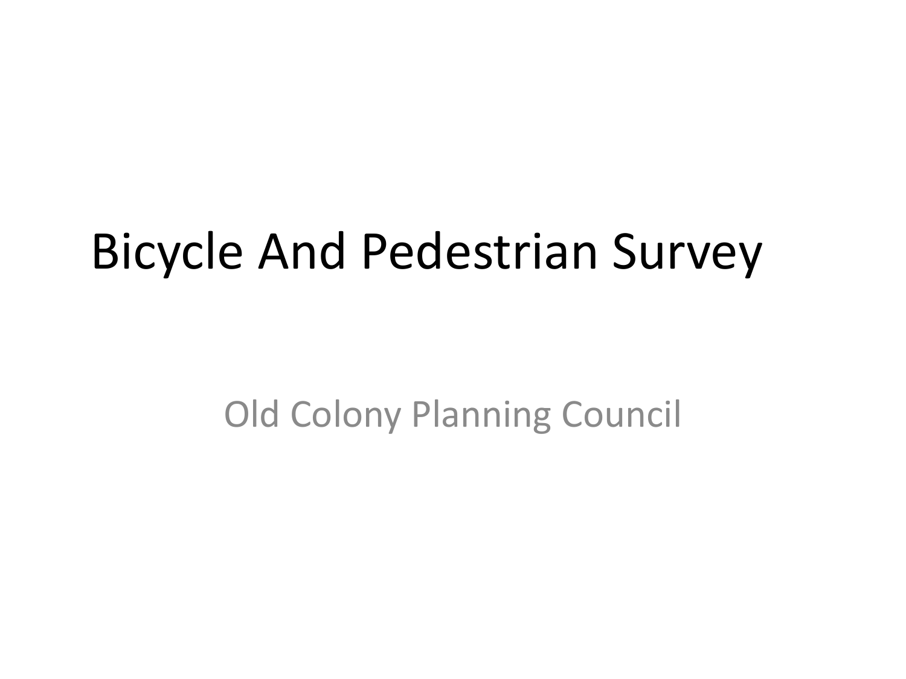# Bicycle And Pedestrian Survey

Old Colony Planning Council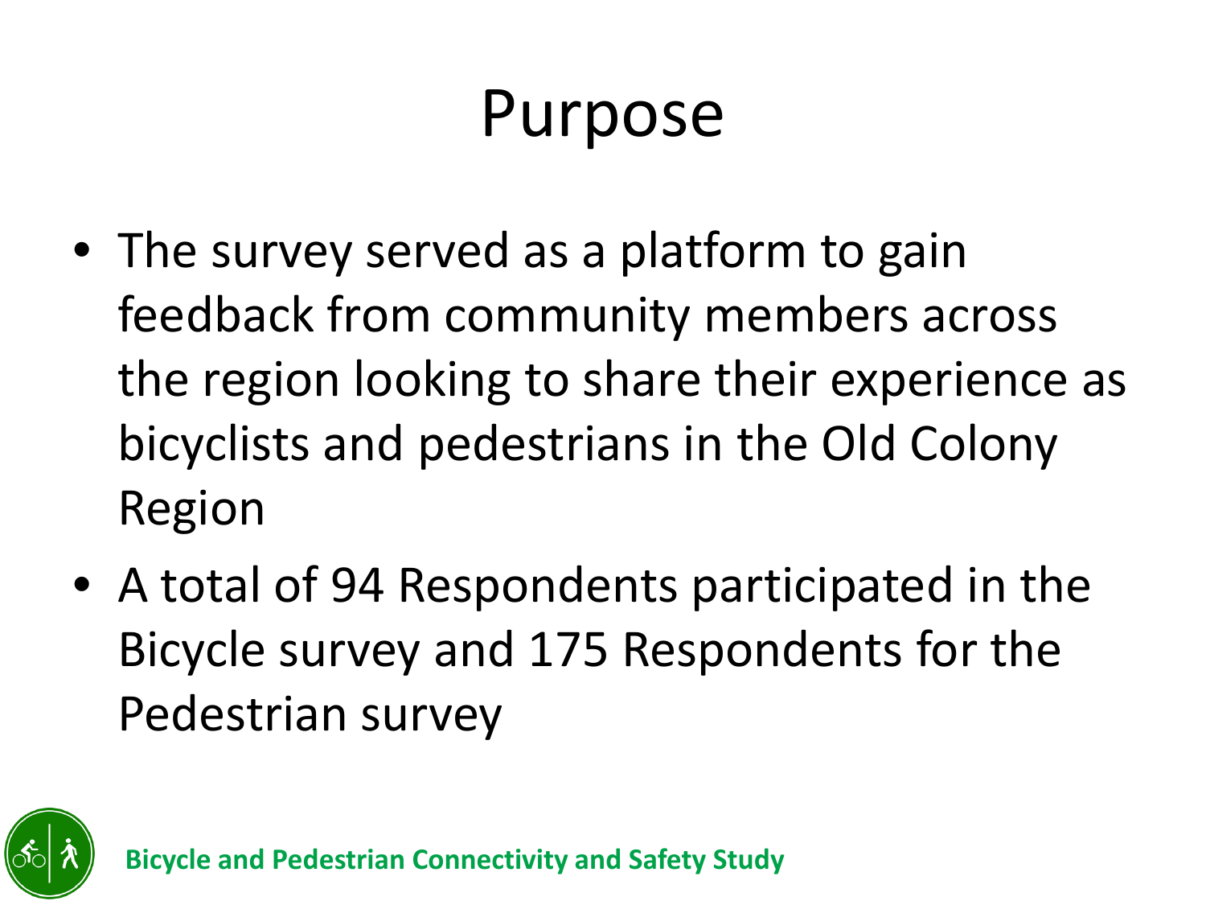# Purpose

- The survey served as a platform to gain feedback from community members across the region looking to share their experience as bicyclists and pedestrians in the Old Colony Region
- A total of 94 Respondents participated in the Bicycle survey and 175 Respondents for the Pedestrian survey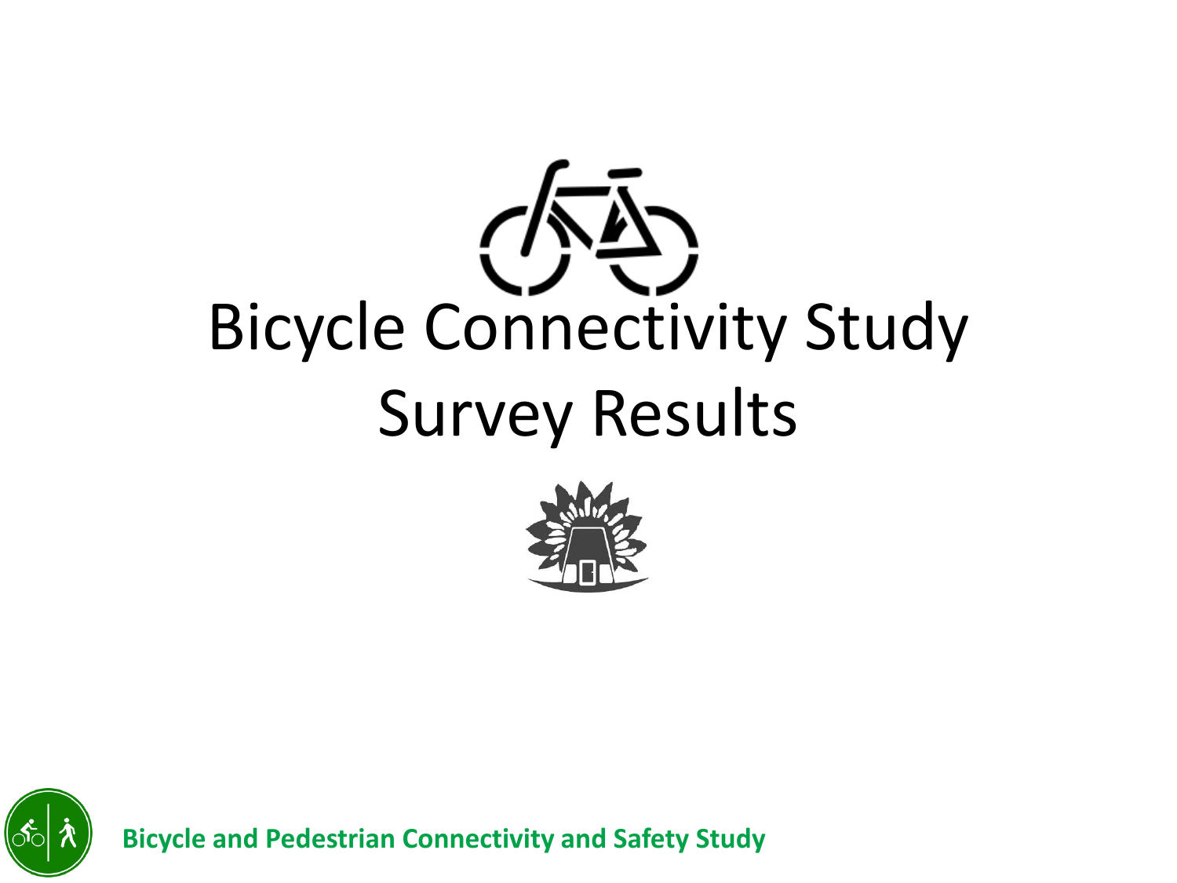# Bicycle Connectivity Study
# Survey Results

**Bicycle and Pedestrian Connectivity and Safety Study**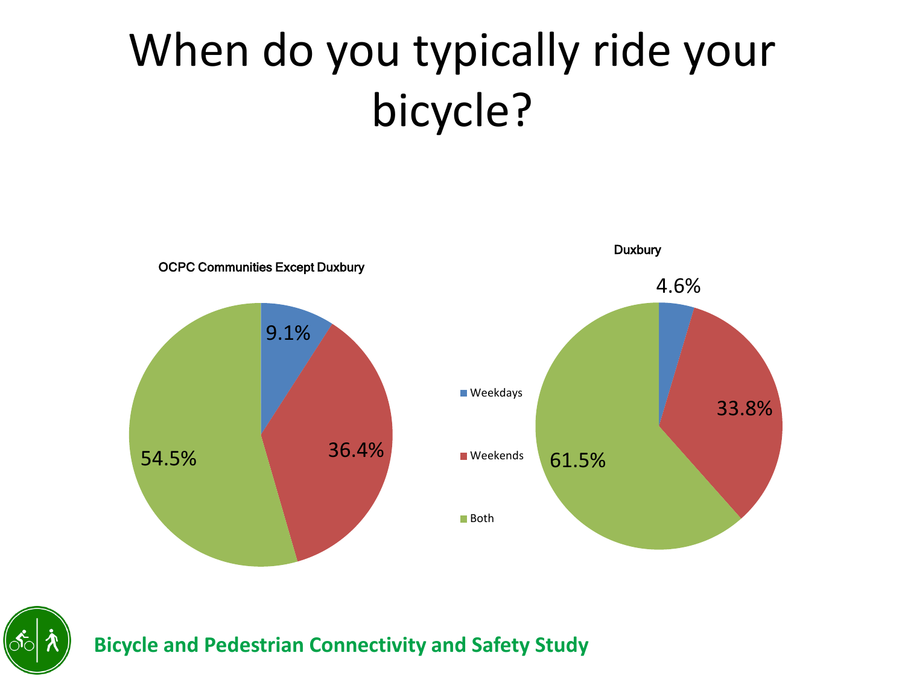# When do you typically ride your bicycle?

**OCPC Communities Except Duxbury**

| Response | Percent |
| --- | --- |
| Weekdays | 9.1% |
| Weekends | 36.4% |
| Both | 54.5% |

**Duxbury**

| Response | Percent |
| --- | --- |
| Weekdays | 4.6% |
| Weekends | 33.8% |
| Both | 61.5% |

**Bicycle and Pedestrian Connectivity and Safety Study**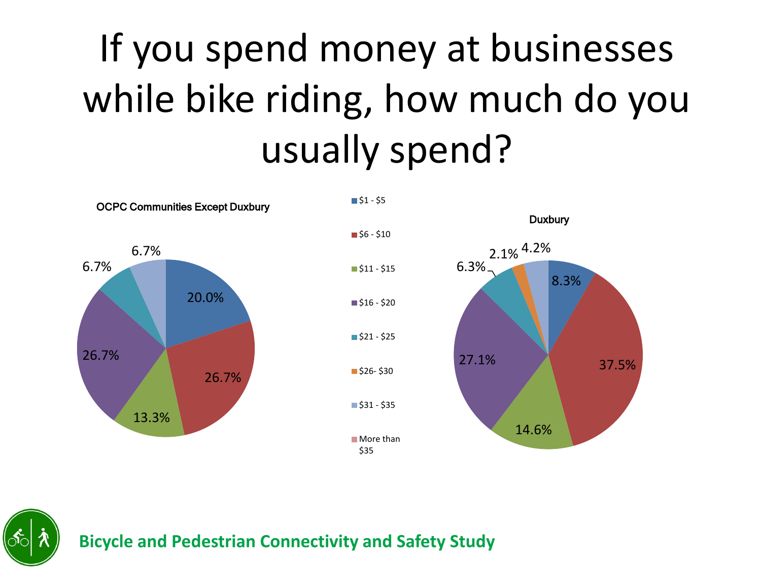# If you spend money at businesses while bike riding, how much do you usually spend?

**OCPC Communities Except Duxbury**

| Amount | Percent |
|---|---|
| $1 - $5 | 20.0% |
| $6 - $10 | 26.7% |
| $11 - $15 | 13.3% |
| $16 - $20 | 26.7% |
| $21 - $25 | 6.7% |
| $31 - $35 | 6.7% |

**Duxbury**

| Amount | Percent |
|---|---|
| $1 - $5 | 8.3% |
| $6 - $10 | 37.5% |
| $11 - $15 | 14.6% |
| $16 - $20 | 27.1% |
| $21 - $25 | 6.3% |
| $26- $30 | 2.1% |
| $31 - $35 | 4.2% |

Legend: $1 - $5; $6 - $10; $11 - $15; $16 - $20; $21 - $25; $26- $30; $31 - $35; More than $35

**Bicycle and Pedestrian Connectivity and Safety Study**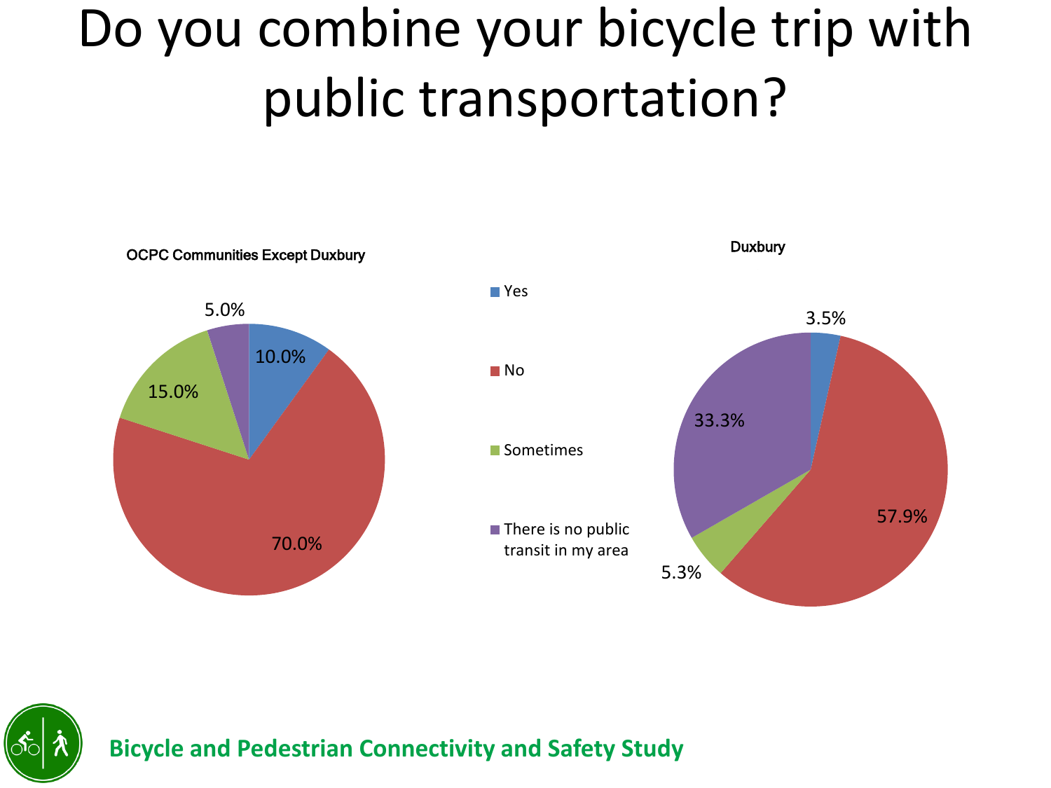# Do you combine your bicycle trip with public transportation?

**OCPC Communities Except Duxbury**

| Response | Percentage |
| --- | --- |
| Yes | 10.0% |
| No | 70.0% |
| Sometimes | 15.0% |
| There is no public transit in my area | 5.0% |

**Duxbury**

| Response | Percentage |
| --- | --- |
| Yes | 3.5% |
| No | 57.9% |
| Sometimes | 5.3% |
| There is no public transit in my area | 33.3% |

**Bicycle and Pedestrian Connectivity and Safety Study**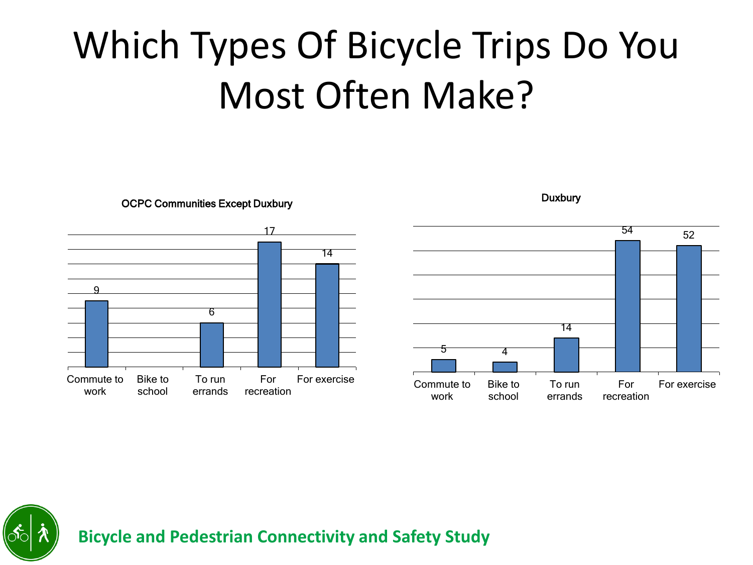# Which Types Of Bicycle Trips Do You Most Often Make?

**OCPC Communities Except Duxbury**

| Trip type | Count |
|---|---|
| Commute to work | 9 |
| Bike to school | |
| To run errands | 6 |
| For recreation | 17 |
| For exercise | 14 |

**Duxbury**

| Trip type | Count |
|---|---|
| Commute to work | 5 |
| Bike to school | 4 |
| To run errands | 14 |
| For recreation | 54 |
| For exercise | 52 |

**Bicycle and Pedestrian Connectivity and Safety Study**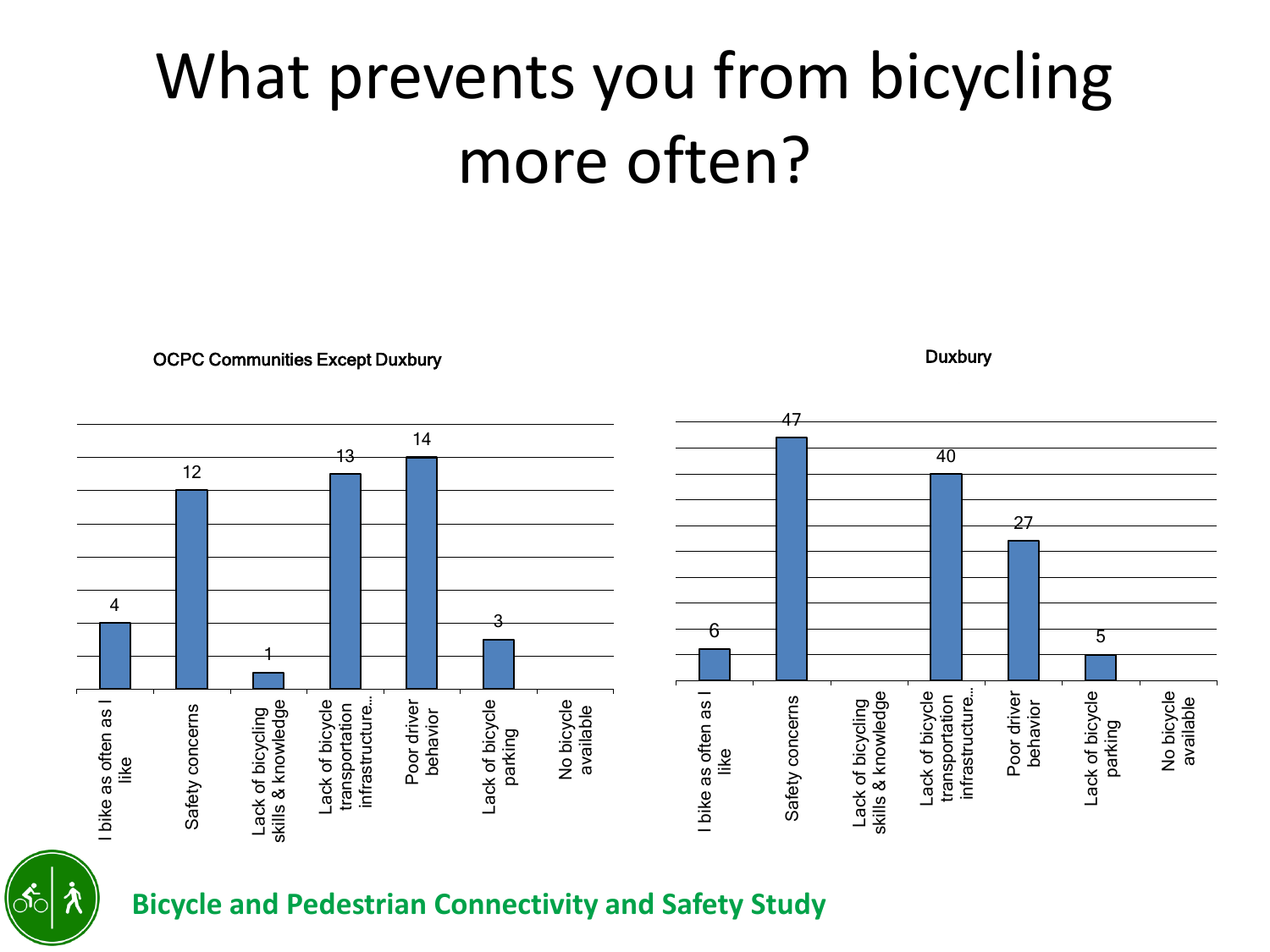# What prevents you from bicycling more often?

**OCPC Communities Except Duxbury**

| Response | Count |
|---|---|
| I bike as often as I like | 4 |
| Safety concerns | 12 |
| Lack of bicycling skills & knowledge | 1 |
| Lack of bicycle transportation infrastructure… | 13 |
| Poor driver behavior | 14 |
| Lack of bicycle parking | 3 |
| No bicycle available | |

**Duxbury**

| Response | Count |
|---|---|
| I bike as often as I like | 6 |
| Safety concerns | 47 |
| Lack of bicycling skills & knowledge | |
| Lack of bicycle transportation infrastructure… | 40 |
| Poor driver behavior | 27 |
| Lack of bicycle parking | 5 |
| No bicycle available | |

**Bicycle and Pedestrian Connectivity and Safety Study**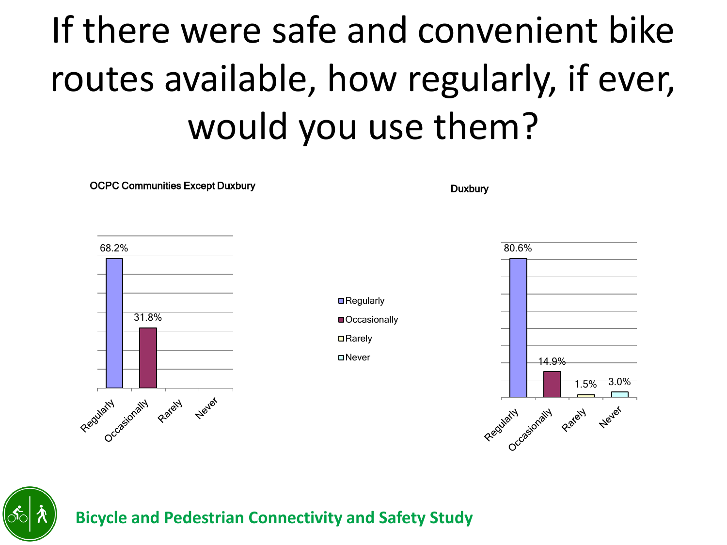# If there were safe and convenient bike routes available, how regularly, if ever, would you use them?

**OCPC Communities Except Duxbury**

| Response | Percent |
| --- | --- |
| Regularly | 68.2% |
| Occasionally | 31.8% |
| Rarely | |
| Never | |

**Duxbury**

| Response | Percent |
| --- | --- |
| Regularly | 80.6% |
| Occasionally | 14.9% |
| Rarely | 1.5% |
| Never | 3.0% |

Bicycle and Pedestrian Connectivity and Safety Study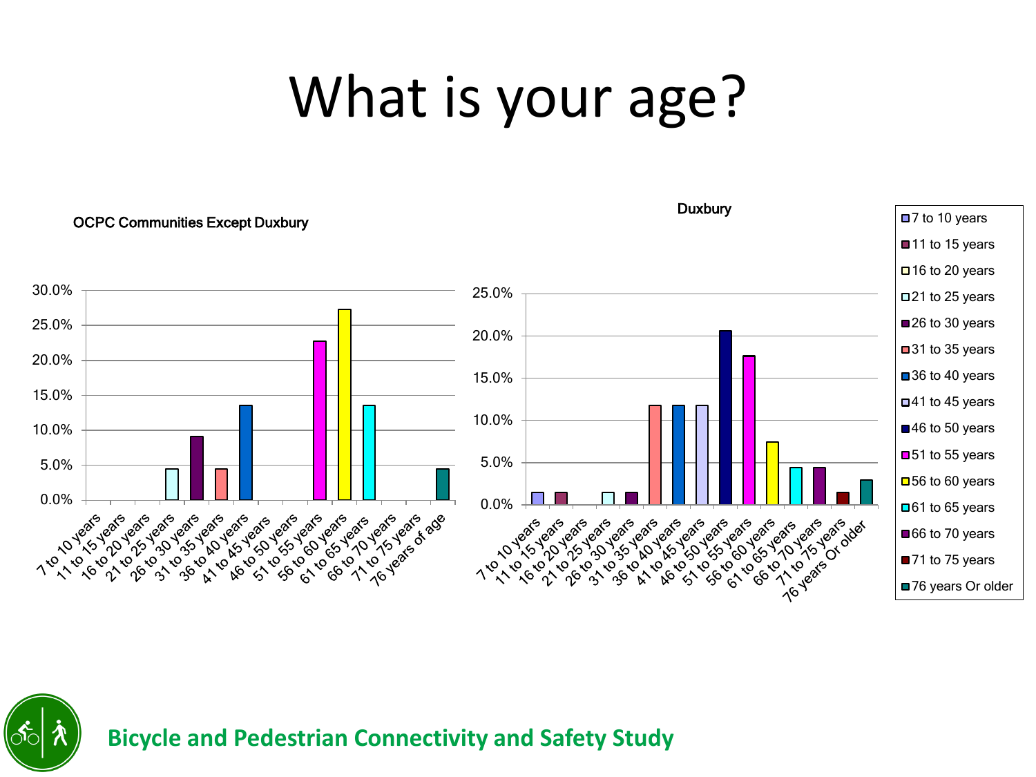# What is your age?

**OCPC Communities Except Duxbury**

| Age | Percent |
|---|---|
| 7 to 10 years | 0.0% |
| 11 to 15 years | 0.0% |
| 16 to 20 years | 0.0% |
| 21 to 25 years | 4.5% |
| 26 to 30 years | 9.1% |
| 31 to 35 years | 4.5% |
| 36 to 40 years | 13.6% |
| 41 to 45 years | 0.0% |
| 46 to 50 years | 0.0% |
| 51 to 55 years | 22.7% |
| 56 to 60 years | 27.3% |
| 61 to 65 years | 13.6% |
| 66 to 70 years | 0.0% |
| 71 to 75 years | 0.0% |
| 76 years of age | 4.5% |

**Duxbury**

| Age | Percent |
|---|---|
| 7 to 10 years | 1.5% |
| 11 to 15 years | 1.5% |
| 16 to 20 years | 0.0% |
| 21 to 25 years | 1.5% |
| 26 to 30 years | 1.5% |
| 31 to 35 years | 11.8% |
| 36 to 40 years | 11.8% |
| 41 to 45 years | 11.8% |
| 46 to 50 years | 20.6% |
| 51 to 55 years | 17.6% |
| 56 to 60 years | 7.4% |
| 61 to 65 years | 4.4% |
| 66 to 70 years | 4.4% |
| 71 to 75 years | 1.5% |
| 76 years Or older | 2.9% |

**Bicycle and Pedestrian Connectivity and Safety Study**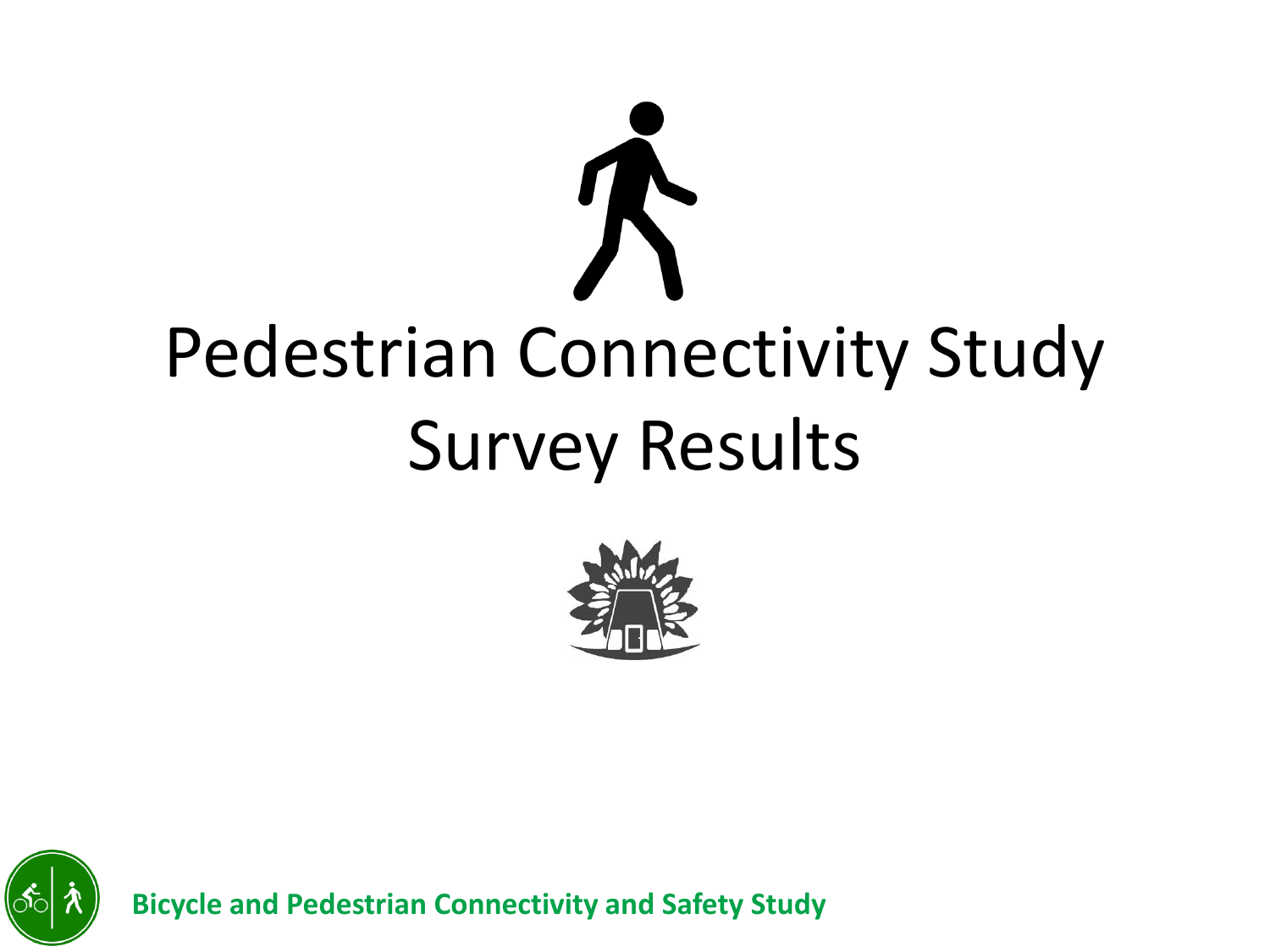# Pedestrian Connectivity Study
# Survey Results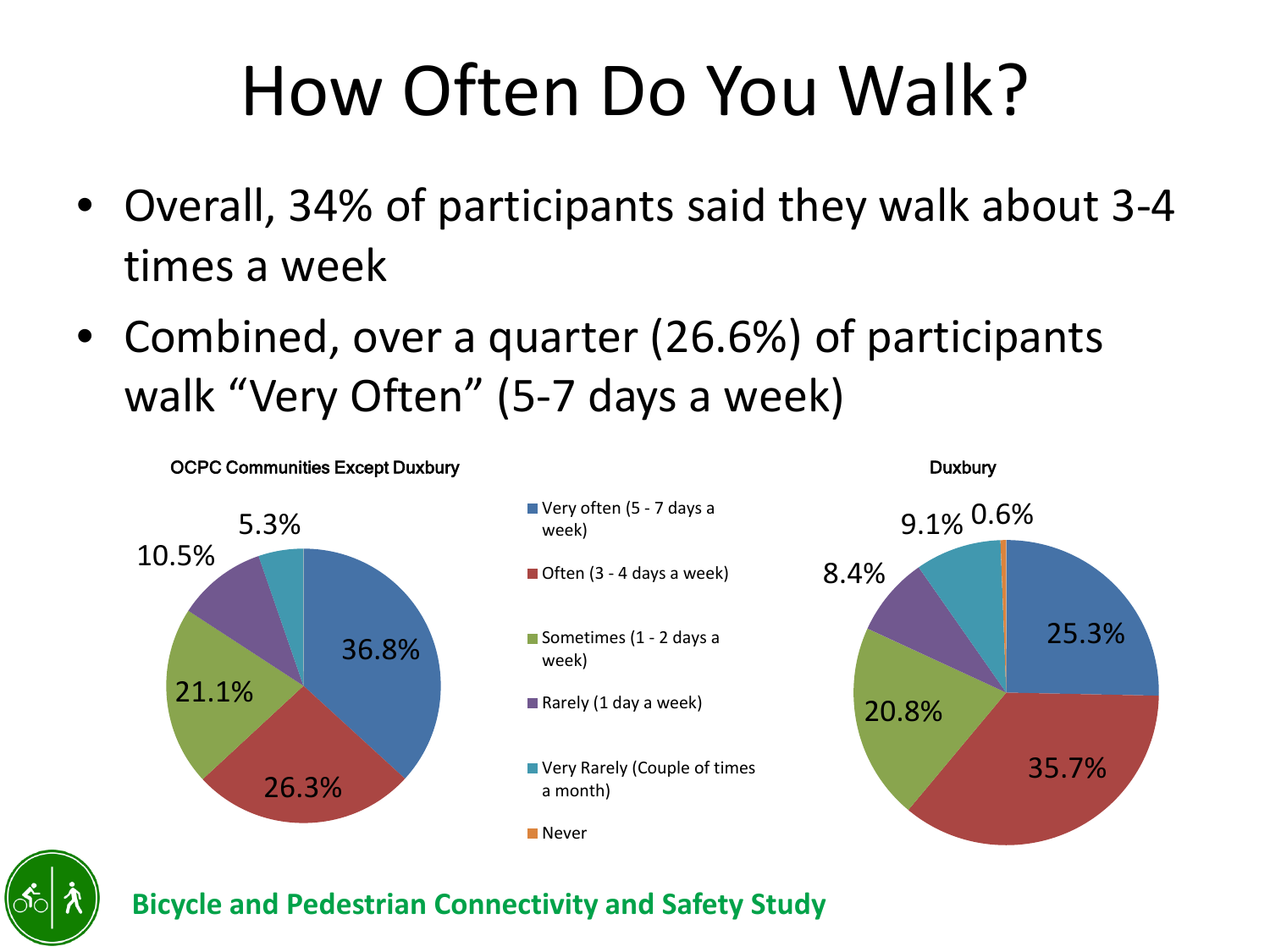# How Often Do You Walk?

- Overall, 34% of participants said they walk about 3-4 times a week
- Combined, over a quarter (26.6%) of participants walk "Very Often" (5-7 days a week)

**OCPC Communities Except Duxbury**

| Category | Percentage |
| --- | --- |
| Very often (5 - 7 days a week) | 36.8% |
| Often (3 - 4 days a week) | 26.3% |
| Sometimes (1 - 2 days a week) | 21.1% |
| Rarely (1 day a week) | 10.5% |
| Very Rarely (Couple of times a month) | 5.3% |

**Duxbury**

| Category | Percentage |
| --- | --- |
| Very often (5 - 7 days a week) | 25.3% |
| Often (3 - 4 days a week) | 35.7% |
| Sometimes (1 - 2 days a week) | 20.8% |
| Rarely (1 day a week) | 8.4% |
| Very Rarely (Couple of times a month) | 9.1% |
| Never | 0.6% |

**Bicycle and Pedestrian Connectivity and Safety Study**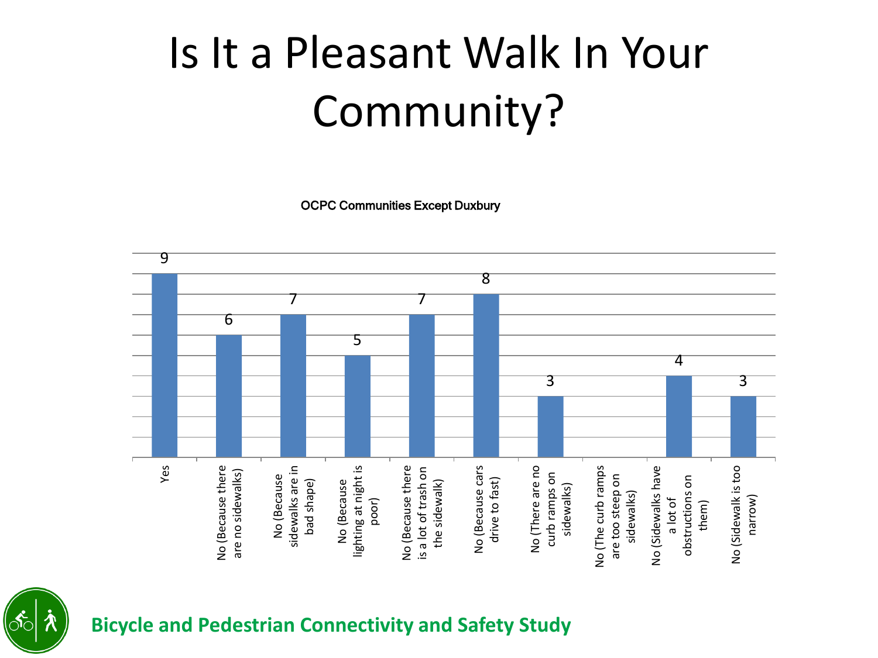# Is It a Pleasant Walk In Your Community?

OCPC Communities Except Duxbury

| Response | Count |
|---|---|
| Yes | 9 |
| No (Because there are no sidewalks) | 6 |
| No (Because sidewalks are in bad shape) | 7 |
| No (Because lighting at night is poor) | 5 |
| No (Because there is a lot of trash on the sidewalk) | 7 |
| No (Because cars drive to fast) | 8 |
| No (There are no curb ramps on sidewalks) | 3 |
| No (The curb ramps are too steep on sidewalks) | |
| No (Sidewalks have a lot of obstructions on them) | 4 |
| No (Sidewalk is too narrow) | 3 |

**Bicycle and Pedestrian Connectivity and Safety Study**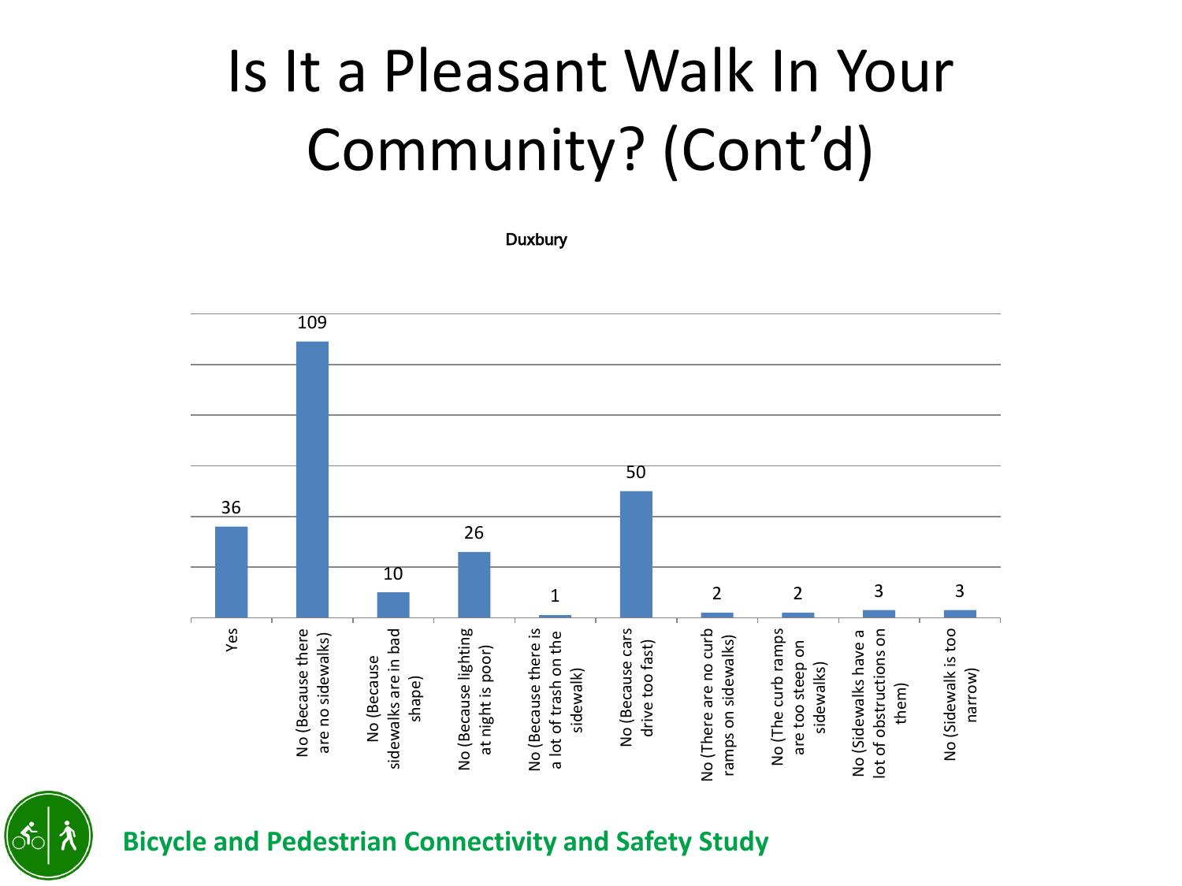# Is It a Pleasant Walk In Your Community? (Cont'd)

Duxbury

| Response | Count |
| --- | --- |
| Yes | 36 |
| No (Because there are no sidewalks) | 109 |
| No (Because sidewalks are in bad shape) | 10 |
| No (Because lighting at night is poor) | 26 |
| No (Because there is a lot of trash on the sidewalk) | 1 |
| No (Because cars drive too fast) | 50 |
| No (There are no curb ramps on sidewalks) | 2 |
| No (The curb ramps are too steep on sidewalks) | 2 |
| No (Sidewalks have a lot of obstructions on them) | 3 |
| No (Sidewalk is too narrow) | 3 |

**Bicycle and Pedestrian Connectivity and Safety Study**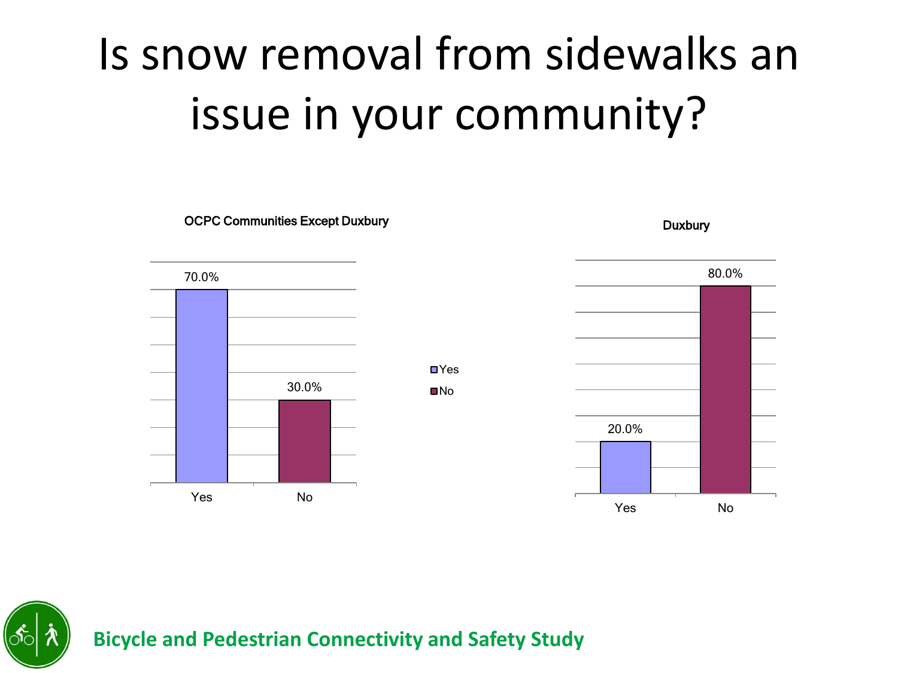# Is snow removal from sidewalks an issue in your community?

**OCPC Communities Except Duxbury**

| | Yes | No |
|---|---|---|
| OCPC Communities Except Duxbury | 70.0% | 30.0% |

**Duxbury**

| | Yes | No |
|---|---|---|
| Duxbury | 20.0% | 80.0% |

**Bicycle and Pedestrian Connectivity and Safety Study**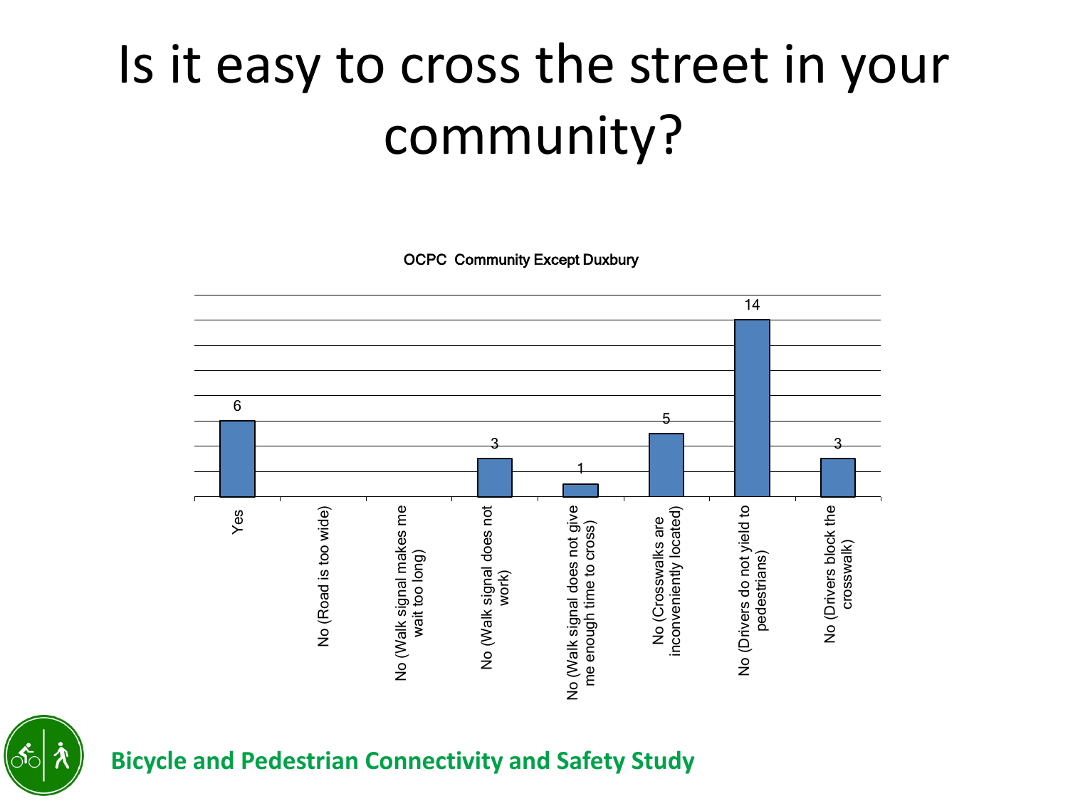# Is it easy to cross the street in your community?

**OCPC Community Except Duxbury**

| Response | Count |
|---|---|
| Yes | 6 |
| No (Road is too wide) | |
| No (Walk signal makes me wait too long) | |
| No (Walk signal does not work) | 3 |
| No (Walk signal does not give me enough time to cross) | 1 |
| No (Crosswalks are inconveniently located) | 5 |
| No (Drivers do not yield to pedestrians) | 14 |
| No (Drivers block the crosswalk) | 3 |

**Bicycle and Pedestrian Connectivity and Safety Study**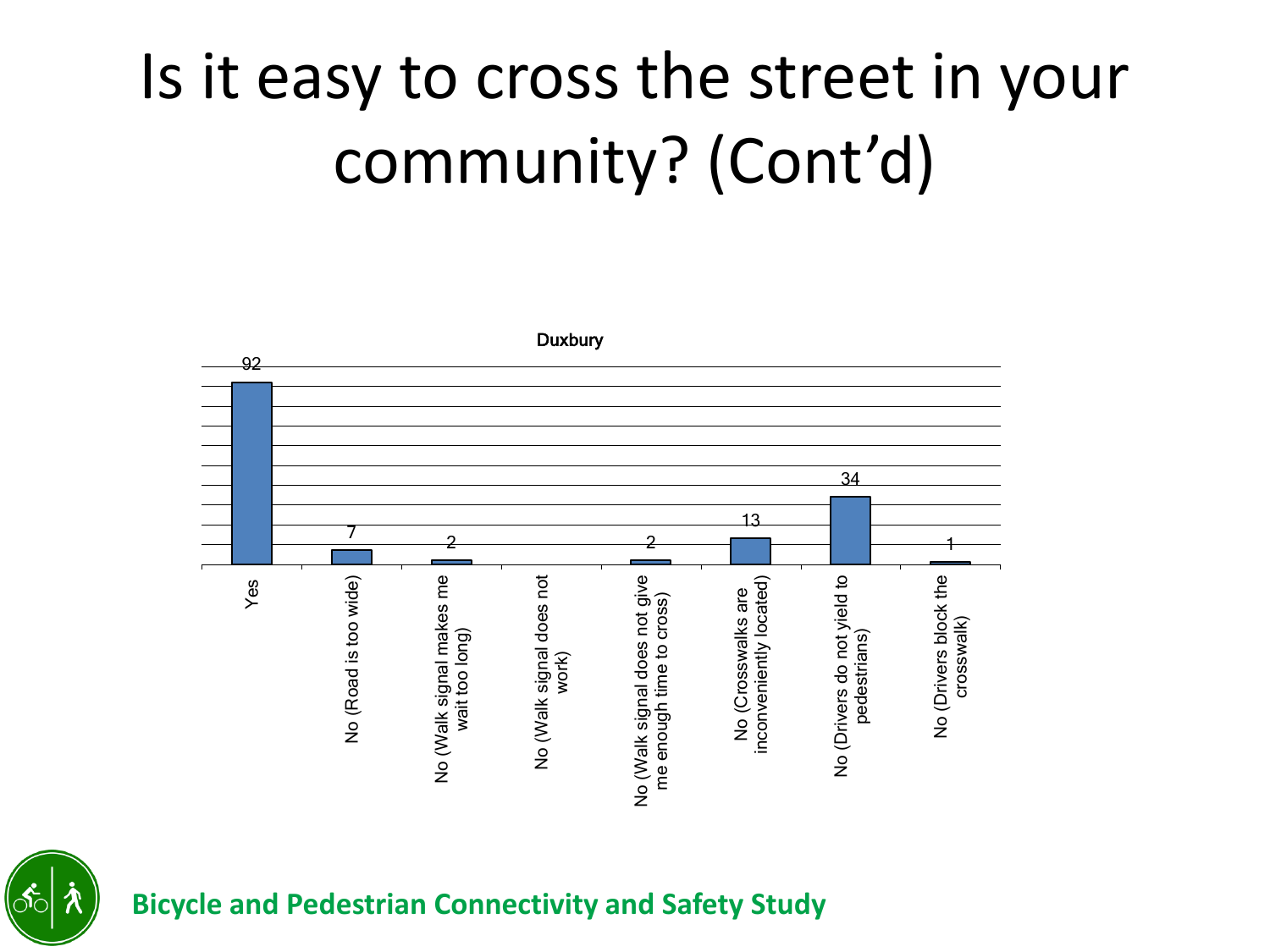# Is it easy to cross the street in your community? (Cont'd)

**Duxbury**

| Response | Count |
|---|---|
| Yes | 92 |
| No (Road is too wide) | 7 |
| No (Walk signal makes me wait too long) | 2 |
| No (Walk signal does not work) | |
| No (Walk signal does not give me enough time to cross) | 2 |
| No (Crosswalks are inconveniently located) | 13 |
| No (Drivers do not yield to pedestrians) | 34 |
| No (Drivers block the crosswalk) | 1 |

**Bicycle and Pedestrian Connectivity and Safety Study**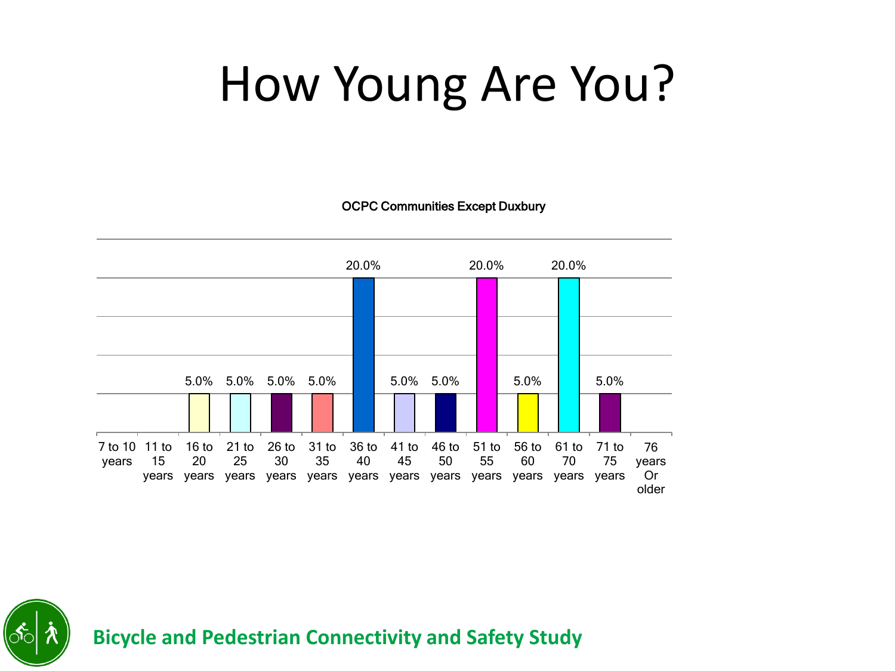# How Young Are You?

**OCPC Communities Except Duxbury**

| Age Group | Percentage |
|---|---|
| 7 to 10 years | |
| 11 to 15 years | |
| 16 to 20 years | 5.0% |
| 21 to 25 years | 5.0% |
| 26 to 30 years | 5.0% |
| 31 to 35 years | 5.0% |
| 36 to 40 years | 20.0% |
| 41 to 45 years | 5.0% |
| 46 to 50 years | 5.0% |
| 51 to 55 years | 20.0% |
| 56 to 60 years | 5.0% |
| 61 to 70 years | 20.0% |
| 71 to 75 years | 5.0% |
| 76 years Or older | |

**Bicycle and Pedestrian Connectivity and Safety Study**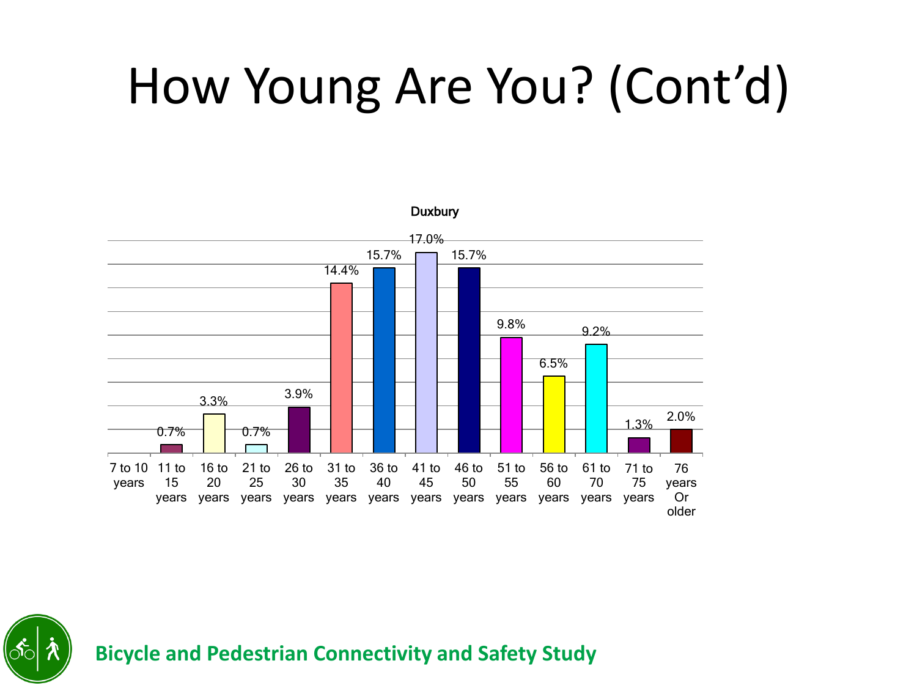# How Young Are You? (Cont'd)

**Duxbury**

| Age group | Percentage |
|---|---|
| 7 to 10 years | |
| 11 to 15 years | 0.7% |
| 16 to 20 years | 3.3% |
| 21 to 25 years | 0.7% |
| 26 to 30 years | 3.9% |
| 31 to 35 years | 14.4% |
| 36 to 40 years | 15.7% |
| 41 to 45 years | 17.0% |
| 46 to 50 years | 15.7% |
| 51 to 55 years | 9.8% |
| 56 to 60 years | 6.5% |
| 61 to 70 years | 9.2% |
| 71 to 75 years | 1.3% |
| 76 years Or older | 2.0% |

**Bicycle and Pedestrian Connectivity and Safety Study**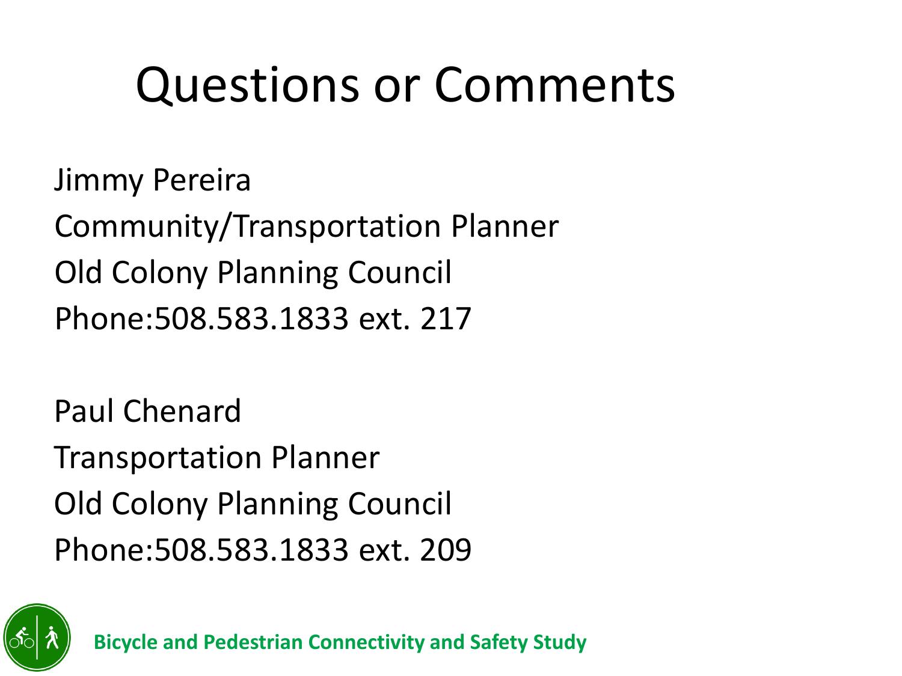# Questions or Comments

Jimmy Pereira
Community/Transportation Planner
Old Colony Planning Council
Phone:508.583.1833 ext. 217

Paul Chenard
Transportation Planner
Old Colony Planning Council
Phone:508.583.1833 ext. 209